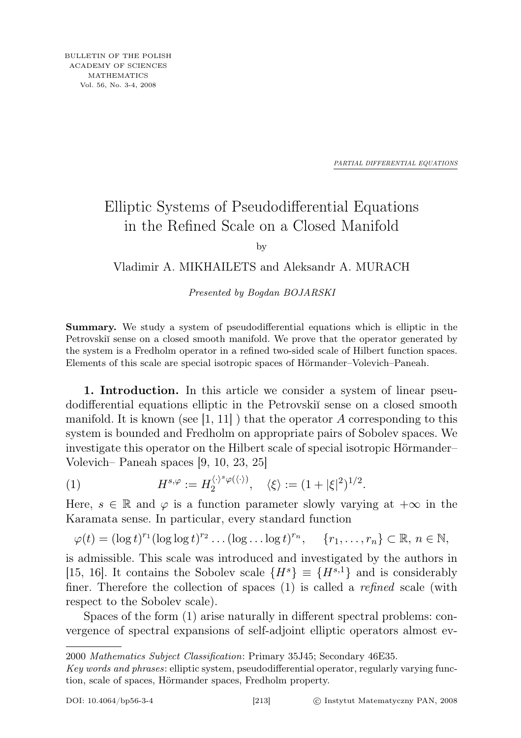BULLETIN OF THE POLISH ACADEMY OF SCIENCES MATHEMATICS Vol. 56, No. 3-4, 2008

*PARTIAL DIFFERENTIAL EQUATIONS*

# Elliptic Systems of Pseudodifferential Equations in the Refined Scale on a Closed Manifold

by

Vladimir A. MIKHAILETS and Aleksandr A. MURACH

*Presented by Bogdan BOJARSKI*

**Summary.** We study a system of pseudodifferential equations which is elliptic in the Petrovskiĭ sense on a closed smooth manifold. We prove that the operator generated by the system is a Fredholm operator in a refined two-sided scale of Hilbert function spaces. Elements of this scale are special isotropic spaces of Hörmander–Volevich–Paneah.

**1. Introduction.** In this article we consider a system of linear pseudodifferential equations elliptic in the Petrovskiĭ sense on a closed smooth manifold. It is known (see [1, 11] ) that the operator $A$ corresponding to this system is bounded and Fredholm on appropriate pairs of Sobolev spaces. We investigate this operator on the Hilbert scale of special isotropic Hörmander–Volevich– Paneah spaces [9, 10, 23, 25]

$$(1) \qquad H^{s,\varphi} := H_2^{\langle\cdot\rangle^s \varphi(\langle\cdot\rangle)}, \quad \langle\xi\rangle := (1+|\xi|^2)^{1/2}.$$

Here, $s \in \mathbb{R}$ and $\varphi$ is a function parameter slowly varying at $+\infty$ in the Karamata sense. In particular, every standard function

$$\varphi(t) = (\log t)^{r_1} (\log\log t)^{r_2} \ldots (\log\ldots\log t)^{r_n}, \qquad \{r_1, \ldots, r_n\} \subset \mathbb{R},\ n \in \mathbb{N},$$

is admissible. This scale was introduced and investigated by the authors in [15, 16]. It contains the Sobolev scale $\{H^s\} \equiv \{H^{s,1}\}$ and is considerably finer. Therefore the collection of spaces (1) is called a *refined* scale (with respect to the Sobolev scale).

Spaces of the form (1) arise naturally in different spectral problems: convergence of spectral expansions of self-adjoint elliptic operators almost ev-

2000 *Mathematics Subject Classification*: Primary 35J45; Secondary 46E35.

*Key words and phrases*: elliptic system, pseudodifferential operator, regularly varying function, scale of spaces, Hörmander spaces, Fredholm property.

DOI: 10.4064/bp56-3-4 © Instytut Matematyczny PAN, 2008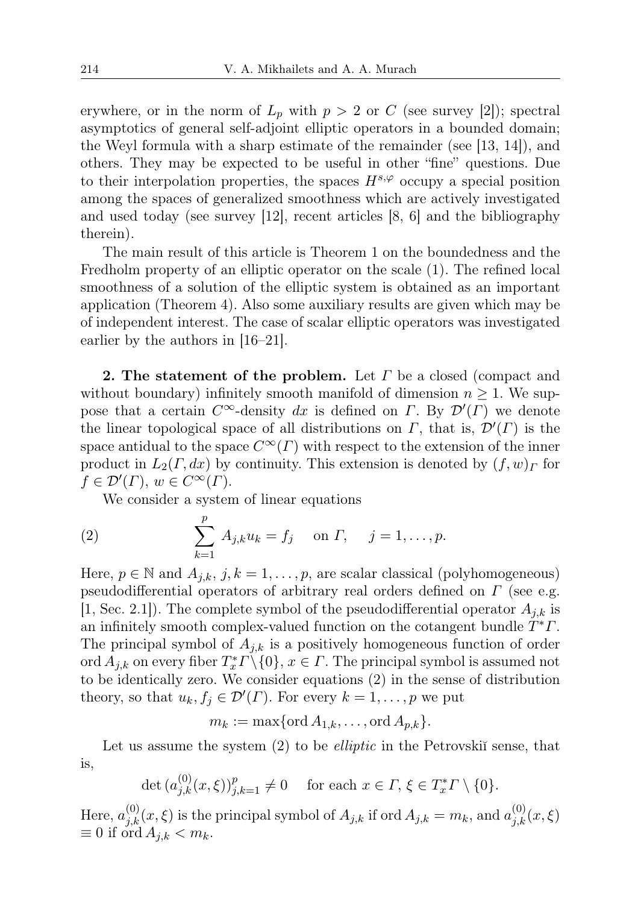erywhere, or in the norm of $L_p$ with $p > 2$ or $C$ (see survey [2]); spectral asymptotics of general self-adjoint elliptic operators in a bounded domain; the Weyl formula with a sharp estimate of the remainder (see [13, 14]), and others. They may be expected to be useful in other "fine" questions. Due to their interpolation properties, the spaces $H^{s,\varphi}$ occupy a special position among the spaces of generalized smoothness which are actively investigated and used today (see survey [12], recent articles [8, 6] and the bibliography therein).

The main result of this article is Theorem 1 on the boundedness and the Fredholm property of an elliptic operator on the scale (1). The refined local smoothness of a solution of the elliptic system is obtained as an important application (Theorem 4). Also some auxiliary results are given which may be of independent interest. The case of scalar elliptic operators was investigated earlier by the authors in [16–21].

**2. The statement of the problem.** Let $\Gamma$ be a closed (compact and without boundary) infinitely smooth manifold of dimension $n \geq 1$. We suppose that a certain $C^\infty$-density $dx$ is defined on $\Gamma$. By $\mathcal{D}'(\Gamma)$ we denote the linear topological space of all distributions on $\Gamma$, that is, $\mathcal{D}'(\Gamma)$ is the space antidual to the space $C^\infty(\Gamma)$ with respect to the extension of the inner product in $L_2(\Gamma, dx)$ by continuity. This extension is denoted by $(f, w)_\Gamma$ for $f \in \mathcal{D}'(\Gamma)$, $w \in C^\infty(\Gamma)$.

We consider a system of linear equations

$$\sum_{k=1}^{p} A_{j,k} u_k = f_j \quad \text{on } \Gamma, \quad j = 1, \ldots, p. \tag{2}$$

Here, $p \in \mathbb{N}$ and $A_{j,k}$, $j, k = 1, \ldots, p$, are scalar classical (polyhomogeneous) pseudodifferential operators of arbitrary real orders defined on $\Gamma$ (see e.g. [1, Sec. 2.1]). The complete symbol of the pseudodifferential operator $A_{j,k}$ is an infinitely smooth complex-valued function on the cotangent bundle $T^*\Gamma$. The principal symbol of $A_{j,k}$ is a positively homogeneous function of order $\operatorname{ord} A_{j,k}$ on every fiber $T^*_x\Gamma \setminus \{0\}$, $x \in \Gamma$. The principal symbol is assumed not to be identically zero. We consider equations (2) in the sense of distribution theory, so that $u_k, f_j \in \mathcal{D}'(\Gamma)$. For every $k = 1, \ldots, p$ we put

$$m_k := \max\{\operatorname{ord} A_{1,k}, \ldots, \operatorname{ord} A_{p,k}\}.$$

Let us assume the system (2) to be *elliptic* in the Petrovskiĭ sense, that is,

$$\det\,(a^{(0)}_{j,k}(x, \xi))_{j,k=1}^{p} \neq 0 \quad \text{for each } x \in \Gamma,\ \xi \in T^*_x\Gamma \setminus \{0\}.$$

Here, $a^{(0)}_{j,k}(x, \xi)$ is the principal symbol of $A_{j,k}$ if $\operatorname{ord} A_{j,k} = m_k$, and $a^{(0)}_{j,k}(x, \xi) \equiv 0$ if $\operatorname{ord} A_{j,k} < m_k$.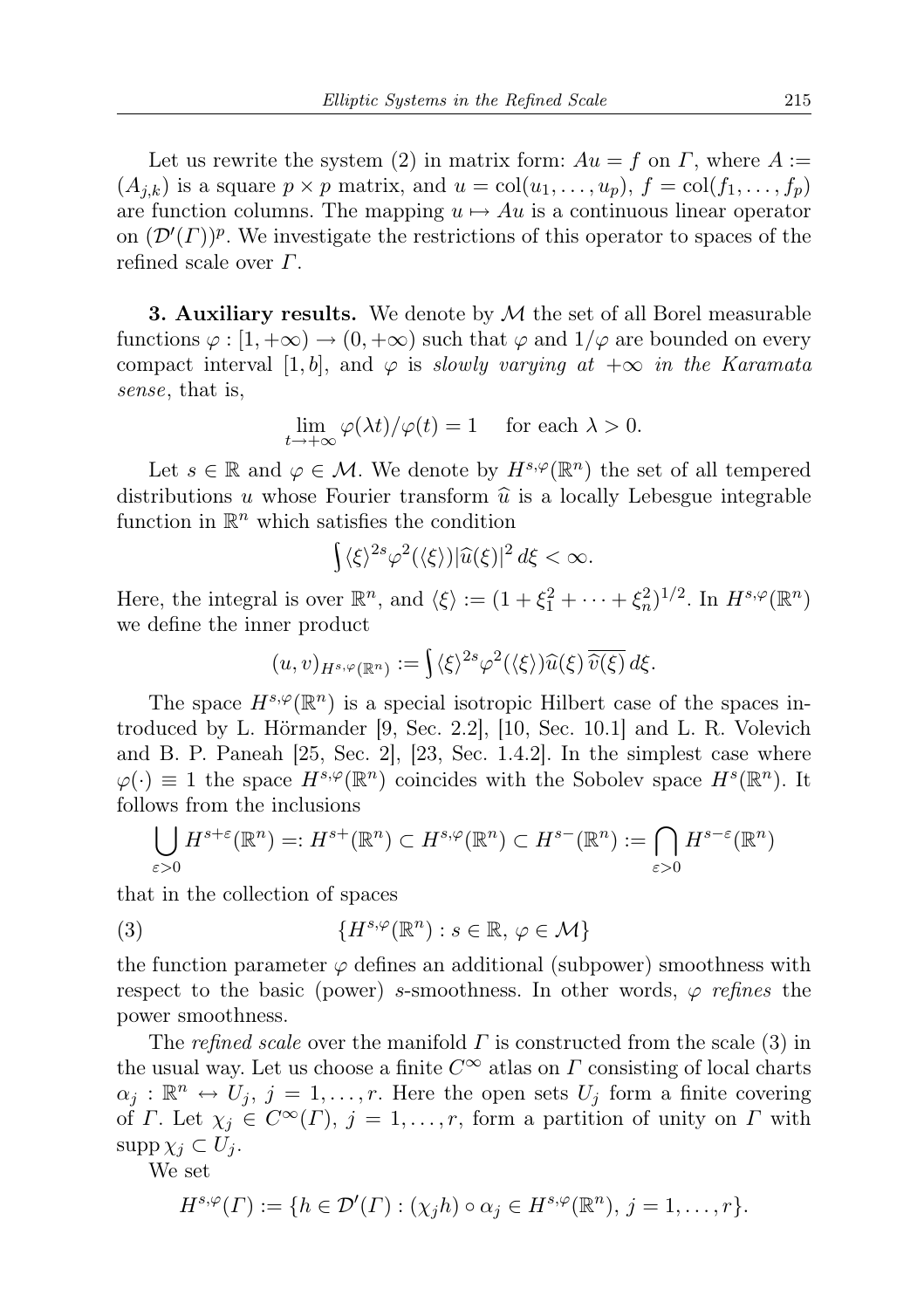Let us rewrite the system (2) in matrix form: $Au = f$ on $\Gamma$, where $A := (A_{j,k})$ is a square $p \times p$ matrix, and $u = \mathrm{col}(u_1, \ldots, u_p)$, $f = \mathrm{col}(f_1, \ldots, f_p)$ are function columns. The mapping $u \mapsto Au$ is a continuous linear operator on $(\mathcal{D}'(\Gamma))^p$. We investigate the restrictions of this operator to spaces of the refined scale over $\Gamma$.

**3. Auxiliary results.** We denote by $\mathcal{M}$ the set of all Borel measurable functions $\varphi : [1, +\infty) \to (0, +\infty)$ such that $\varphi$ and $1/\varphi$ are bounded on every compact interval $[1, b]$, and $\varphi$ is *slowly varying at* $+\infty$ *in the Karamata sense*, that is,

$$\lim_{t \to +\infty} \varphi(\lambda t)/\varphi(t) = 1 \quad \text{for each } \lambda > 0.$$

Let $s \in \mathbb{R}$ and $\varphi \in \mathcal{M}$. We denote by $H^{s,\varphi}(\mathbb{R}^n)$ the set of all tempered distributions $u$ whose Fourier transform $\widehat{u}$ is a locally Lebesgue integrable function in $\mathbb{R}^n$ which satisfies the condition

$$\int \langle \xi \rangle^{2s} \varphi^2(\langle \xi \rangle) |\widehat{u}(\xi)|^2 \, d\xi < \infty.$$

Here, the integral is over $\mathbb{R}^n$, and $\langle \xi \rangle := (1 + \xi_1^2 + \cdots + \xi_n^2)^{1/2}$. In $H^{s,\varphi}(\mathbb{R}^n)$ we define the inner product

$$(u, v)_{H^{s,\varphi}(\mathbb{R}^n)} := \int \langle \xi \rangle^{2s} \varphi^2(\langle \xi \rangle) \widehat{u}(\xi) \, \overline{\widehat{v}(\xi)} \, d\xi.$$

The space $H^{s,\varphi}(\mathbb{R}^n)$ is a special isotropic Hilbert case of the spaces introduced by L. Hörmander [9, Sec. 2.2], [10, Sec. 10.1] and L. R. Volevich and B. P. Paneah [25, Sec. 2], [23, Sec. 1.4.2]. In the simplest case where $\varphi(\cdot) \equiv 1$ the space $H^{s,\varphi}(\mathbb{R}^n)$ coincides with the Sobolev space $H^s(\mathbb{R}^n)$. It follows from the inclusions

$$\bigcup_{\varepsilon > 0} H^{s+\varepsilon}(\mathbb{R}^n) =: H^{s+}(\mathbb{R}^n) \subset H^{s,\varphi}(\mathbb{R}^n) \subset H^{s-}(\mathbb{R}^n) := \bigcap_{\varepsilon > 0} H^{s-\varepsilon}(\mathbb{R}^n)$$

that in the collection of spaces

$$\{H^{s,\varphi}(\mathbb{R}^n) : s \in \mathbb{R}, \, \varphi \in \mathcal{M}\} \tag{3}$$

the function parameter $\varphi$ defines an additional (subpower) smoothness with respect to the basic (power) $s$-smoothness. In other words, $\varphi$ *refines* the power smoothness.

The *refined scale* over the manifold $\Gamma$ is constructed from the scale (3) in the usual way. Let us choose a finite $C^\infty$ atlas on $\Gamma$ consisting of local charts $\alpha_j : \mathbb{R}^n \leftrightarrow U_j$, $j = 1, \ldots, r$. Here the open sets $U_j$ form a finite covering of $\Gamma$. Let $\chi_j \in C^\infty(\Gamma)$, $j = 1, \ldots, r$, form a partition of unity on $\Gamma$ with $\mathrm{supp}\, \chi_j \subset U_j$.

We set

$$H^{s,\varphi}(\Gamma) := \{h \in \mathcal{D}'(\Gamma) : (\chi_j h) \circ \alpha_j \in H^{s,\varphi}(\mathbb{R}^n), \, j = 1, \ldots, r\}.$$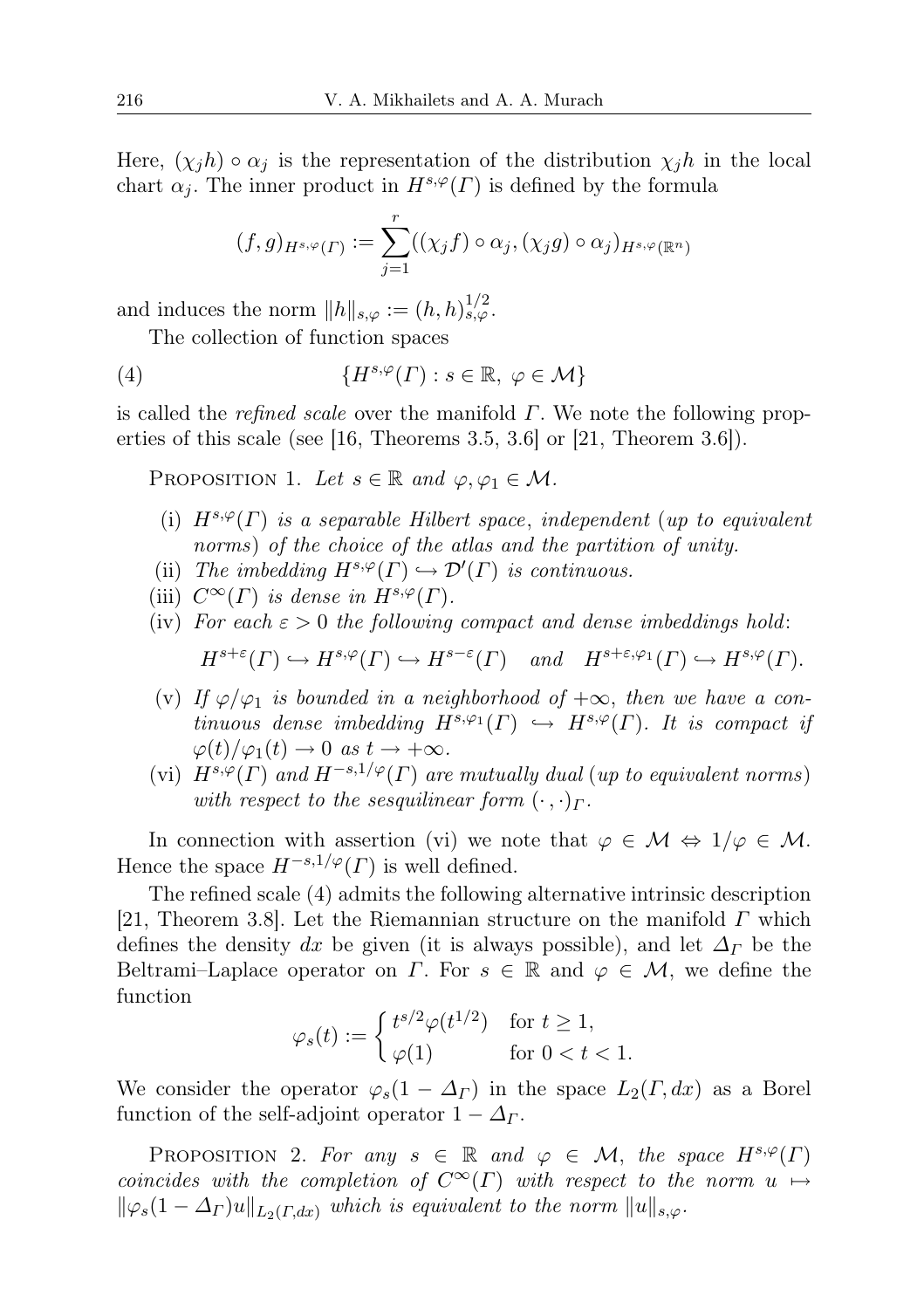Here, $(\chi_j h) \circ \alpha_j$ is the representation of the distribution $\chi_j h$ in the local chart $\alpha_j$. The inner product in $H^{s,\varphi}(\Gamma)$ is defined by the formula

$$(f, g)_{H^{s,\varphi}(\Gamma)} := \sum_{j=1}^{r} ((\chi_j f) \circ \alpha_j, (\chi_j g) \circ \alpha_j)_{H^{s,\varphi}(\mathbb{R}^n)}$$

and induces the norm $\|h\|_{s,\varphi} := (h, h)_{s,\varphi}^{1/2}$.

The collection of function spaces

$$\{H^{s,\varphi}(\Gamma) : s \in \mathbb{R},\ \varphi \in \mathcal{M}\} \tag{4}$$

is called the *refined scale* over the manifold $\Gamma$. We note the following properties of this scale (see [16, Theorems 3.5, 3.6] or [21, Theorem 3.6]).

Proposition 1. *Let $s \in \mathbb{R}$ and $\varphi, \varphi_1 \in \mathcal{M}$.*

- (i) *$H^{s,\varphi}(\Gamma)$ is a separable Hilbert space, independent (up to equivalent norms) of the choice of the atlas and the partition of unity.*
- (ii) *The imbedding $H^{s,\varphi}(\Gamma) \hookrightarrow \mathcal{D}'(\Gamma)$ is continuous.*
- (iii) *$C^\infty(\Gamma)$ is dense in $H^{s,\varphi}(\Gamma)$.*
- (iv) *For each $\varepsilon > 0$ the following compact and dense imbeddings hold:*

$$H^{s+\varepsilon}(\Gamma) \hookrightarrow H^{s,\varphi}(\Gamma) \hookrightarrow H^{s-\varepsilon}(\Gamma) \quad \text{and} \quad H^{s+\varepsilon,\varphi_1}(\Gamma) \hookrightarrow H^{s,\varphi}(\Gamma).$$

- (v) *If $\varphi/\varphi_1$ is bounded in a neighborhood of $+\infty$, then we have a continuous dense imbedding $H^{s,\varphi_1}(\Gamma) \hookrightarrow H^{s,\varphi}(\Gamma)$. It is compact if $\varphi(t)/\varphi_1(t) \to 0$ as $t \to +\infty$.*
- (vi) *$H^{s,\varphi}(\Gamma)$ and $H^{-s,1/\varphi}(\Gamma)$ are mutually dual (up to equivalent norms) with respect to the sesquilinear form $(\cdot,\cdot)_\Gamma$.*

In connection with assertion (vi) we note that $\varphi \in \mathcal{M} \Leftrightarrow 1/\varphi \in \mathcal{M}$. Hence the space $H^{-s,1/\varphi}(\Gamma)$ is well defined.

The refined scale (4) admits the following alternative intrinsic description [21, Theorem 3.8]. Let the Riemannian structure on the manifold $\Gamma$ which defines the density $dx$ be given (it is always possible), and let $\Delta_\Gamma$ be the Beltrami–Laplace operator on $\Gamma$. For $s \in \mathbb{R}$ and $\varphi \in \mathcal{M}$, we define the function

$$\varphi_s(t) := \begin{cases} t^{s/2}\varphi(t^{1/2}) & \text{for } t \geq 1, \\ \varphi(1) & \text{for } 0 < t < 1. \end{cases}$$

We consider the operator $\varphi_s(1 - \Delta_\Gamma)$ in the space $L_2(\Gamma, dx)$ as a Borel function of the self-adjoint operator $1 - \Delta_\Gamma$.

Proposition 2. *For any $s \in \mathbb{R}$ and $\varphi \in \mathcal{M}$, the space $H^{s,\varphi}(\Gamma)$ coincides with the completion of $C^\infty(\Gamma)$ with respect to the norm $u \mapsto \|\varphi_s(1 - \Delta_\Gamma)u\|_{L_2(\Gamma,dx)}$ which is equivalent to the norm $\|u\|_{s,\varphi}$.*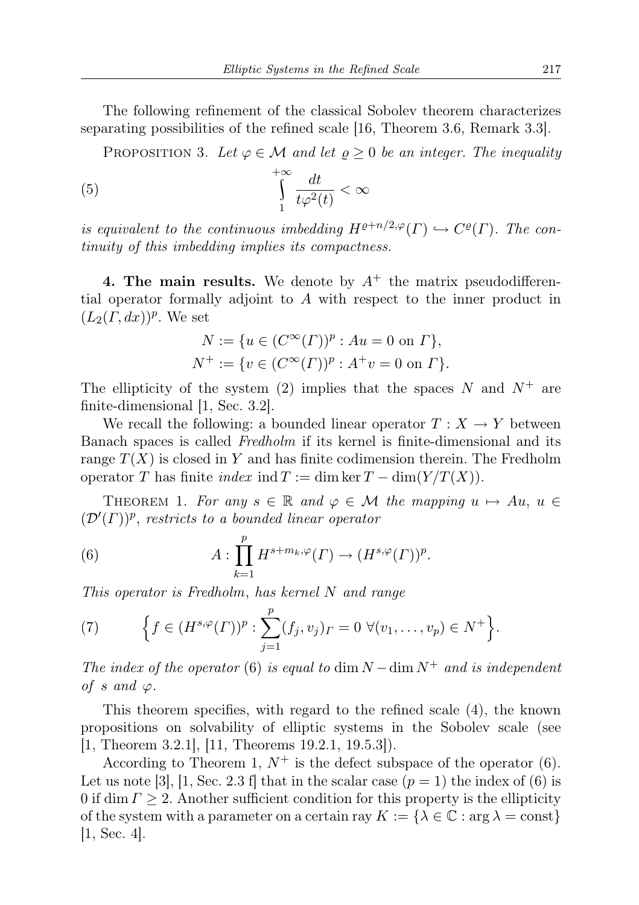The following refinement of the classical Sobolev theorem characterizes separating possibilities of the refined scale [16, Theorem 3.6, Remark 3.3].

Proposition 3. *Let $\varphi \in \mathcal{M}$ and let $\varrho \geq 0$ be an integer. The inequality*

$$\int_1^{+\infty} \frac{dt}{t\varphi^2(t)} < \infty \tag{5}$$

*is equivalent to the continuous imbedding $H^{\varrho+n/2,\varphi}(\Gamma) \hookrightarrow C^{\varrho}(\Gamma)$. The continuity of this imbedding implies its compactness.*

**4. The main results.** We denote by $A^+$ the matrix pseudodifferential operator formally adjoint to $A$ with respect to the inner product in $(L_2(\Gamma, dx))^p$. We set

$$N := \{u \in (C^\infty(\Gamma))^p : Au = 0 \text{ on } \Gamma\},$$
$$N^+ := \{v \in (C^\infty(\Gamma))^p : A^+ v = 0 \text{ on } \Gamma\}.$$

The ellipticity of the system (2) implies that the spaces $N$ and $N^+$ are finite-dimensional [1, Sec. 3.2].

We recall the following: a bounded linear operator $T : X \to Y$ between Banach spaces is called *Fredholm* if its kernel is finite-dimensional and its range $T(X)$ is closed in $Y$ and has finite codimension therein. The Fredholm operator $T$ has finite *index* $\operatorname{ind} T := \dim \ker T - \dim(Y/T(X))$.

Theorem 1. *For any $s \in \mathbb{R}$ and $\varphi \in \mathcal{M}$ the mapping $u \mapsto Au$, $u \in (\mathcal{D}'(\Gamma))^p$, restricts to a bounded linear operator*

$$A : \prod_{k=1}^{p} H^{s+m_k,\varphi}(\Gamma) \to (H^{s,\varphi}(\Gamma))^p. \tag{6}$$

*This operator is Fredholm, has kernel $N$ and range*

$$\Big\{ f \in (H^{s,\varphi}(\Gamma))^p : \sum_{j=1}^{p} (f_j, v_j)_\Gamma = 0 \ \forall (v_1, \ldots, v_p) \in N^+ \Big\}. \tag{7}$$

*The index of the operator* (6) *is equal to* $\dim N - \dim N^+$ *and is independent of $s$ and $\varphi$.*

This theorem specifies, with regard to the refined scale (4), the known propositions on solvability of elliptic systems in the Sobolev scale (see [1, Theorem 3.2.1], [11, Theorems 19.2.1, 19.5.3]).

According to Theorem 1, $N^+$ is the defect subspace of the operator (6). Let us note [3], [1, Sec. 2.3 f] that in the scalar case ($p = 1$) the index of (6) is 0 if $\dim \Gamma \geq 2$. Another sufficient condition for this property is the ellipticity of the system with a parameter on a certain ray $K := \{\lambda \in \mathbb{C} : \arg \lambda = \text{const}\}$ [1, Sec. 4].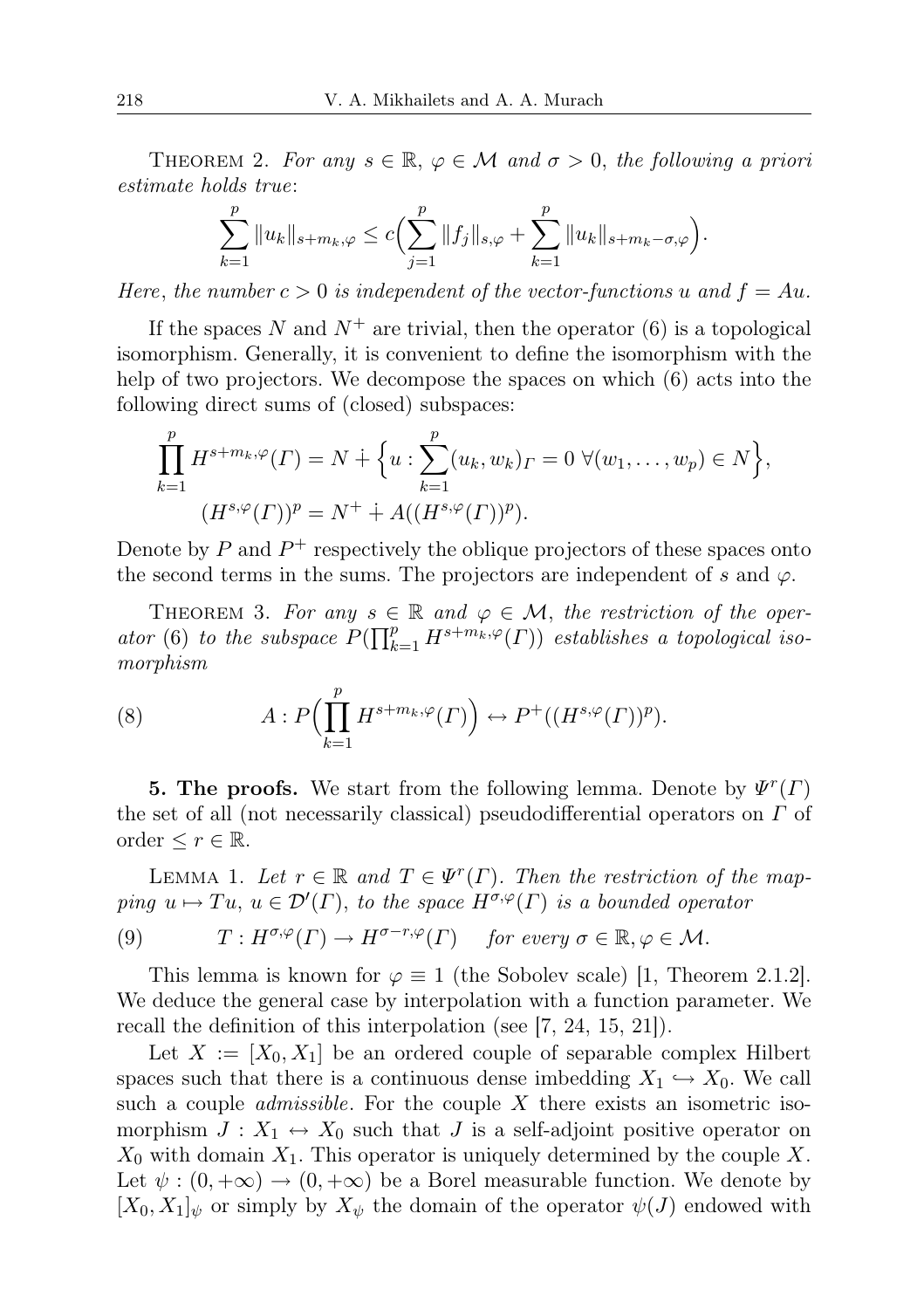THEOREM 2. *For any $s \in \mathbb{R}$, $\varphi \in \mathcal{M}$ and $\sigma > 0$, the following a priori estimate holds true*:

$$\sum_{k=1}^{p} \|u_k\|_{s+m_k,\varphi} \leq c\Big(\sum_{j=1}^{p} \|f_j\|_{s,\varphi} + \sum_{k=1}^{p} \|u_k\|_{s+m_k-\sigma,\varphi}\Big).$$

*Here, the number $c > 0$ is independent of the vector-functions $u$ and $f = Au$.*

If the spaces $N$ and $N^+$ are trivial, then the operator (6) is a topological isomorphism. Generally, it is convenient to define the isomorphism with the help of two projectors. We decompose the spaces on which (6) acts into the following direct sums of (closed) subspaces:

$$\prod_{k=1}^{p} H^{s+m_k,\varphi}(\Gamma) = N \dotplus \Big\{u : \sum_{k=1}^{p} (u_k, w_k)_\Gamma = 0 \ \forall (w_1, \ldots, w_p) \in N\Big\},$$
$$(H^{s,\varphi}(\Gamma))^p = N^+ \dotplus A((H^{s,\varphi}(\Gamma))^p).$$

Denote by $P$ and $P^+$ respectively the oblique projectors of these spaces onto the second terms in the sums. The projectors are independent of $s$ and $\varphi$.

THEOREM 3. *For any $s \in \mathbb{R}$ and $\varphi \in \mathcal{M}$, the restriction of the operator* (6) *to the subspace $P(\prod_{k=1}^{p} H^{s+m_k,\varphi}(\Gamma))$ establishes a topological isomorphism*

$$A : P\Big(\prod_{k=1}^{p} H^{s+m_k,\varphi}(\Gamma)\Big) \leftrightarrow P^+((H^{s,\varphi}(\Gamma))^p). \tag{8}$$

**5. The proofs.** We start from the following lemma. Denote by $\Psi^r(\Gamma)$ the set of all (not necessarily classical) pseudodifferential operators on $\Gamma$ of order $\leq r \in \mathbb{R}$.

LEMMA 1. *Let $r \in \mathbb{R}$ and $T \in \Psi^r(\Gamma)$. Then the restriction of the mapping $u \mapsto Tu$, $u \in \mathcal{D}'(\Gamma)$, to the space $H^{\sigma,\varphi}(\Gamma)$ is a bounded operator*

$$T : H^{\sigma,\varphi}(\Gamma) \to H^{\sigma-r,\varphi}(\Gamma) \quad \textit{for every } \sigma \in \mathbb{R}, \varphi \in \mathcal{M}. \tag{9}$$

This lemma is known for $\varphi \equiv 1$ (the Sobolev scale) [1, Theorem 2.1.2]. We deduce the general case by interpolation with a function parameter. We recall the definition of this interpolation (see [7, 24, 15, 21]).

Let $X := [X_0, X_1]$ be an ordered couple of separable complex Hilbert spaces such that there is a continuous dense imbedding $X_1 \hookrightarrow X_0$. We call such a couple *admissible*. For the couple $X$ there exists an isometric isomorphism $J : X_1 \leftrightarrow X_0$ such that $J$ is a self-adjoint positive operator on $X_0$ with domain $X_1$. This operator is uniquely determined by the couple $X$. Let $\psi : (0, +\infty) \to (0, +\infty)$ be a Borel measurable function. We denote by $[X_0, X_1]_\psi$ or simply by $X_\psi$ the domain of the operator $\psi(J)$ endowed with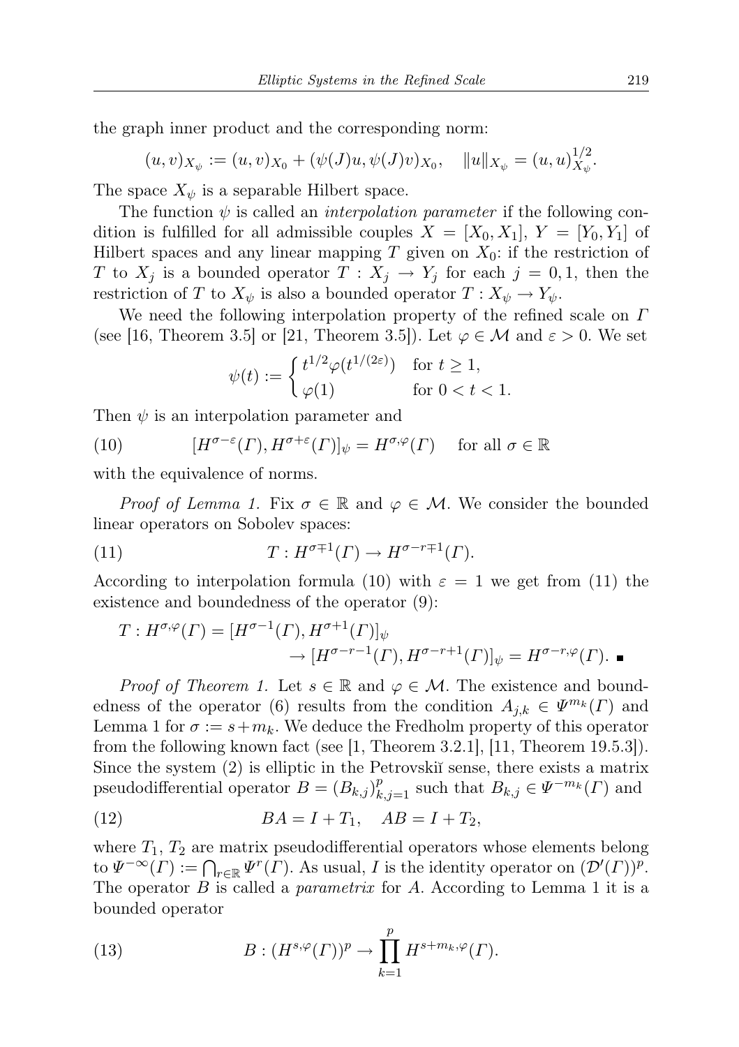the graph inner product and the corresponding norm:

$$(u,v)_{X_\psi} := (u,v)_{X_0} + (\psi(J)u, \psi(J)v)_{X_0}, \quad \|u\|_{X_\psi} = (u,u)_{X_\psi}^{1/2}.$$

The space $X_\psi$ is a separable Hilbert space.

The function $\psi$ is called an *interpolation parameter* if the following condition is fulfilled for all admissible couples $X = [X_0, X_1]$, $Y = [Y_0, Y_1]$ of Hilbert spaces and any linear mapping $T$ given on $X_0$: if the restriction of $T$ to $X_j$ is a bounded operator $T : X_j \to Y_j$ for each $j = 0, 1$, then the restriction of $T$ to $X_\psi$ is also a bounded operator $T : X_\psi \to Y_\psi$.

We need the following interpolation property of the refined scale on $\Gamma$ (see [16, Theorem 3.5] or [21, Theorem 3.5]). Let $\varphi \in \mathcal{M}$ and $\varepsilon > 0$. We set

$$\psi(t) := \begin{cases} t^{1/2}\varphi(t^{1/(2\varepsilon)}) & \text{for } t \geq 1, \\ \varphi(1) & \text{for } 0 < t < 1. \end{cases}$$

Then $\psi$ is an interpolation parameter and

$$[H^{\sigma-\varepsilon}(\Gamma), H^{\sigma+\varepsilon}(\Gamma)]_\psi = H^{\sigma,\varphi}(\Gamma) \quad \text{for all } \sigma \in \mathbb{R} \tag{10}$$

with the equivalence of norms.

*Proof of Lemma 1.* Fix $\sigma \in \mathbb{R}$ and $\varphi \in \mathcal{M}$. We consider the bounded linear operators on Sobolev spaces:

$$T : H^{\sigma \mp 1}(\Gamma) \to H^{\sigma - r \mp 1}(\Gamma). \tag{11}$$

According to interpolation formula (10) with $\varepsilon = 1$ we get from (11) the existence and boundedness of the operator (9):

$$\begin{aligned} T : H^{\sigma,\varphi}(\Gamma) &= [H^{\sigma-1}(\Gamma), H^{\sigma+1}(\Gamma)]_\psi \\ &\to [H^{\sigma-r-1}(\Gamma), H^{\sigma-r+1}(\Gamma)]_\psi = H^{\sigma-r,\varphi}(\Gamma). \ \blacksquare \end{aligned}$$

*Proof of Theorem 1.* Let $s \in \mathbb{R}$ and $\varphi \in \mathcal{M}$. The existence and boundedness of the operator (6) results from the condition $A_{j,k} \in \Psi^{m_k}(\Gamma)$ and Lemma 1 for $\sigma := s + m_k$. We deduce the Fredholm property of this operator from the following known fact (see [1, Theorem 3.2.1], [11, Theorem 19.5.3]). Since the system (2) is elliptic in the Petrovskiĭ sense, there exists a matrix pseudodifferential operator $B = (B_{k,j})_{k,j=1}^p$ such that $B_{k,j} \in \Psi^{-m_k}(\Gamma)$ and

$$BA = I + T_1, \quad AB = I + T_2, \tag{12}$$

where $T_1$, $T_2$ are matrix pseudodifferential operators whose elements belong to $\Psi^{-\infty}(\Gamma) := \bigcap_{r \in \mathbb{R}} \Psi^r(\Gamma)$. As usual, $I$ is the identity operator on $(\mathcal{D}'(\Gamma))^p$. The operator $B$ is called a *parametrix* for $A$. According to Lemma 1 it is a bounded operator

$$B : (H^{s,\varphi}(\Gamma))^p \to \prod_{k=1}^p H^{s+m_k,\varphi}(\Gamma). \tag{13}$$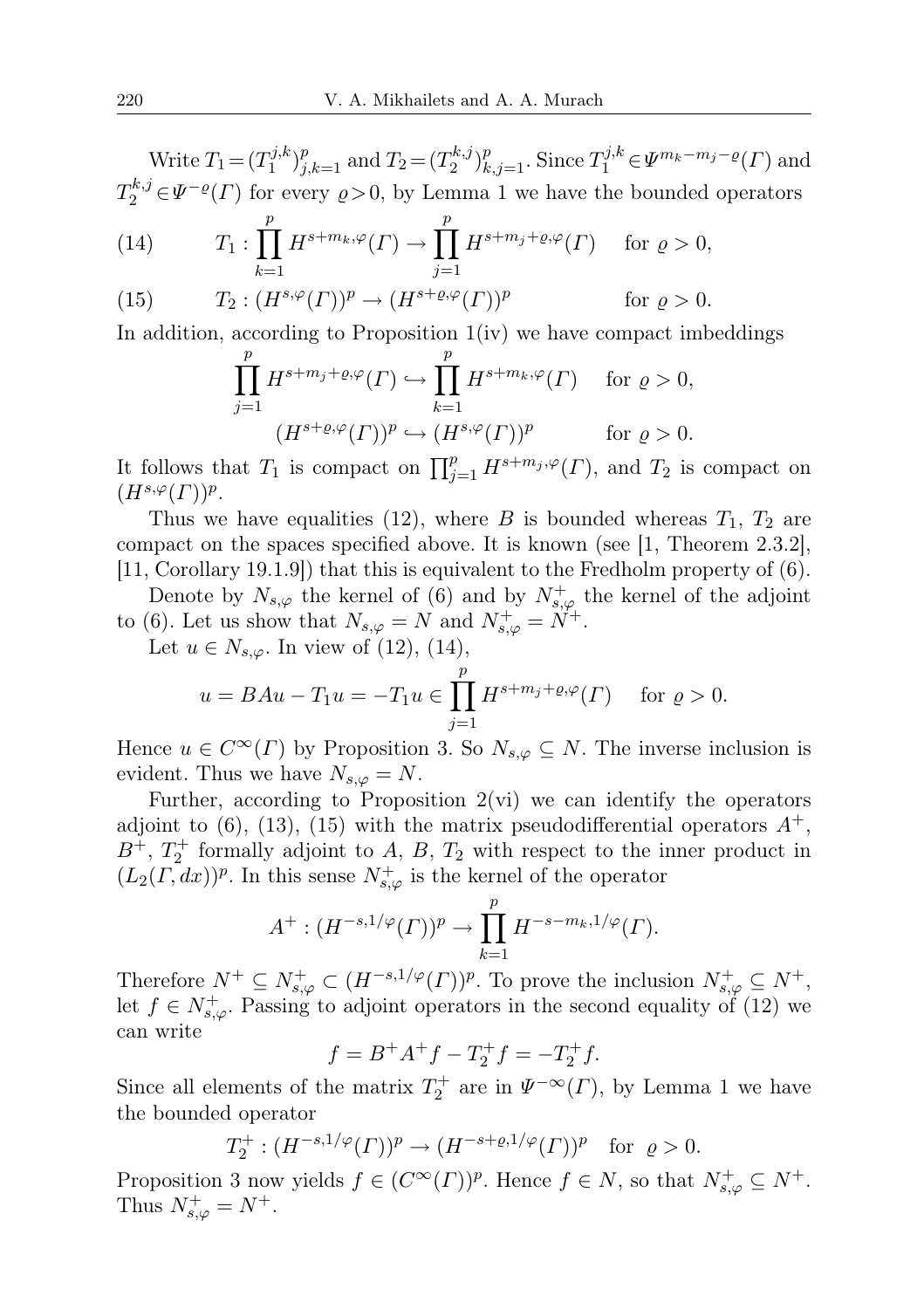Write $T_1 = (T_1^{j,k})_{j,k=1}^p$ and $T_2 = (T_2^{k,j})_{k,j=1}^p$. Since $T_1^{j,k} \in \Psi^{m_k - m_j - \varrho}(\Gamma)$ and $T_2^{k,j} \in \Psi^{-\varrho}(\Gamma)$ for every $\varrho > 0$, by Lemma 1 we have the bounded operators

$$T_1 : \prod_{k=1}^{p} H^{s+m_k,\varphi}(\Gamma) \to \prod_{j=1}^{p} H^{s+m_j+\varrho,\varphi}(\Gamma) \quad \text{for } \varrho > 0, \tag{14}$$

$$T_2 : (H^{s,\varphi}(\Gamma))^p \to (H^{s+\varrho,\varphi}(\Gamma))^p \quad \text{for } \varrho > 0. \tag{15}$$

In addition, according to Proposition 1(iv) we have compact imbeddings

$$\prod_{j=1}^{p} H^{s+m_j+\varrho,\varphi}(\Gamma) \hookrightarrow \prod_{k=1}^{p} H^{s+m_k,\varphi}(\Gamma) \quad \text{for } \varrho > 0,$$

$$(H^{s+\varrho,\varphi}(\Gamma))^p \hookrightarrow (H^{s,\varphi}(\Gamma))^p \quad \text{for } \varrho > 0.$$

It follows that $T_1$ is compact on $\prod_{j=1}^{p} H^{s+m_j,\varphi}(\Gamma)$, and $T_2$ is compact on $(H^{s,\varphi}(\Gamma))^p$.

Thus we have equalities (12), where $B$ is bounded whereas $T_1$, $T_2$ are compact on the spaces specified above. It is known (see [1, Theorem 2.3.2], [11, Corollary 19.1.9]) that this is equivalent to the Fredholm property of (6).

Denote by $N_{s,\varphi}$ the kernel of (6) and by $N_{s,\varphi}^+$ the kernel of the adjoint to (6). Let us show that $N_{s,\varphi} = N$ and $N_{s,\varphi}^+ = N^+$.

Let $u \in N_{s,\varphi}$. In view of (12), (14),

$$u = BAu - T_1 u = -T_1 u \in \prod_{j=1}^{p} H^{s+m_j+\varrho,\varphi}(\Gamma) \quad \text{for } \varrho > 0.$$

Hence $u \in C^\infty(\Gamma)$ by Proposition 3. So $N_{s,\varphi} \subseteq N$. The inverse inclusion is evident. Thus we have $N_{s,\varphi} = N$.

Further, according to Proposition 2(vi) we can identify the operators adjoint to (6), (13), (15) with the matrix pseudodifferential operators $A^+$, $B^+$, $T_2^+$ formally adjoint to $A$, $B$, $T_2$ with respect to the inner product in $(L_2(\Gamma, dx))^p$. In this sense $N_{s,\varphi}^+$ is the kernel of the operator

$$A^+ : (H^{-s,1/\varphi}(\Gamma))^p \to \prod_{k=1}^{p} H^{-s-m_k,1/\varphi}(\Gamma).$$

Therefore $N^+ \subseteq N_{s,\varphi}^+ \subset (H^{-s,1/\varphi}(\Gamma))^p$. To prove the inclusion $N_{s,\varphi}^+ \subseteq N^+$, let $f \in N_{s,\varphi}^+$. Passing to adjoint operators in the second equality of (12) we can write

$$f = B^+ A^+ f - T_2^+ f = -T_2^+ f.$$

Since all elements of the matrix $T_2^+$ are in $\Psi^{-\infty}(\Gamma)$, by Lemma 1 we have the bounded operator

$$T_2^+ : (H^{-s,1/\varphi}(\Gamma))^p \to (H^{-s+\varrho,1/\varphi}(\Gamma))^p \quad \text{for } \varrho > 0.$$

Proposition 3 now yields $f \in (C^\infty(\Gamma))^p$. Hence $f \in N$, so that $N_{s,\varphi}^+ \subseteq N^+$. Thus $N_{s,\varphi}^+ = N^+$.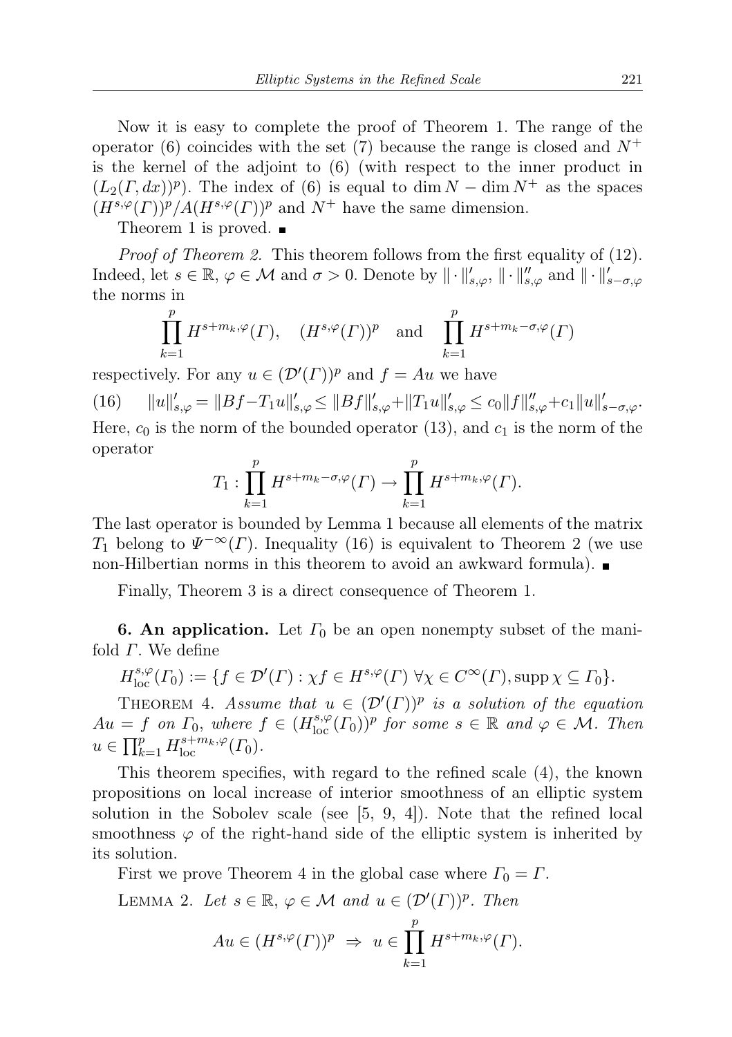Now it is easy to complete the proof of Theorem 1. The range of the operator (6) coincides with the set (7) because the range is closed and $N^+$ is the kernel of the adjoint to (6) (with respect to the inner product in $(L_2(\Gamma, dx))^p$). The index of (6) is equal to $\dim N - \dim N^+$ as the spaces $(H^{s,\varphi}(\Gamma))^p / A(H^{s,\varphi}(\Gamma))^p$ and $N^+$ have the same dimension.

Theorem 1 is proved. ∎

*Proof of Theorem 2.* This theorem follows from the first equality of (12). Indeed, let $s \in \mathbb{R}$, $\varphi \in \mathcal{M}$ and $\sigma > 0$. Denote by $\|\cdot\|'_{s,\varphi}$, $\|\cdot\|''_{s,\varphi}$ and $\|\cdot\|'_{s-\sigma,\varphi}$ the norms in

$$\prod_{k=1}^{p} H^{s+m_k,\varphi}(\Gamma), \quad (H^{s,\varphi}(\Gamma))^p \quad \text{and} \quad \prod_{k=1}^{p} H^{s+m_k-\sigma,\varphi}(\Gamma)$$

respectively. For any $u \in (\mathcal{D}'(\Gamma))^p$ and $f = Au$ we have

$$\|u\|'_{s,\varphi} = \|Bf - T_1 u\|'_{s,\varphi} \leq \|Bf\|'_{s,\varphi} + \|T_1 u\|'_{s,\varphi} \leq c_0 \|f\|''_{s,\varphi} + c_1 \|u\|'_{s-\sigma,\varphi}. \tag{16}$$

Here, $c_0$ is the norm of the bounded operator (13), and $c_1$ is the norm of the operator

$$T_1 : \prod_{k=1}^{p} H^{s+m_k-\sigma,\varphi}(\Gamma) \to \prod_{k=1}^{p} H^{s+m_k,\varphi}(\Gamma).$$

The last operator is bounded by Lemma 1 because all elements of the matrix $T_1$ belong to $\Psi^{-\infty}(\Gamma)$. Inequality (16) is equivalent to Theorem 2 (we use non-Hilbertian norms in this theorem to avoid an awkward formula). ∎

Finally, Theorem 3 is a direct consequence of Theorem 1.

**6. An application.** Let $\Gamma_0$ be an open nonempty subset of the manifold $\Gamma$. We define

$$H^{s,\varphi}_{\mathrm{loc}}(\Gamma_0) := \{f \in \mathcal{D}'(\Gamma) : \chi f \in H^{s,\varphi}(\Gamma) \ \forall \chi \in C^\infty(\Gamma), \operatorname{supp} \chi \subseteq \Gamma_0\}.$$

Theorem 4. *Assume that $u \in (\mathcal{D}'(\Gamma))^p$ is a solution of the equation $Au = f$ on $\Gamma_0$, where $f \in (H^{s,\varphi}_{\mathrm{loc}}(\Gamma_0))^p$ for some $s \in \mathbb{R}$ and $\varphi \in \mathcal{M}$. Then $u \in \prod_{k=1}^{p} H^{s+m_k,\varphi}_{\mathrm{loc}}(\Gamma_0)$.*

This theorem specifies, with regard to the refined scale (4), the known propositions on local increase of interior smoothness of an elliptic system solution in the Sobolev scale (see [5, 9, 4]). Note that the refined local smoothness $\varphi$ of the right-hand side of the elliptic system is inherited by its solution.

First we prove Theorem 4 in the global case where $\Gamma_0 = \Gamma$.

Lemma 2. *Let $s \in \mathbb{R}$, $\varphi \in \mathcal{M}$ and $u \in (\mathcal{D}'(\Gamma))^p$. Then*

$$Au \in (H^{s,\varphi}(\Gamma))^p \ \Rightarrow \ u \in \prod_{k=1}^{p} H^{s+m_k,\varphi}(\Gamma).$$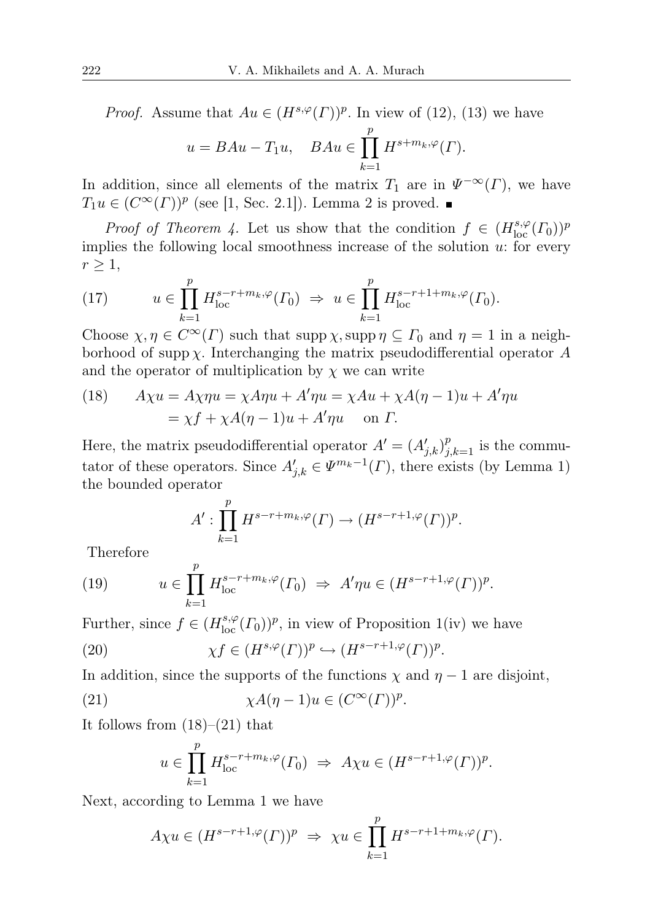*Proof.* Assume that $Au \in (H^{s,\varphi}(\Gamma))^p$. In view of (12), (13) we have

$$u = BAu - T_1 u, \quad BAu \in \prod_{k=1}^{p} H^{s+m_k,\varphi}(\Gamma).$$

In addition, since all elements of the matrix $T_1$ are in $\Psi^{-\infty}(\Gamma)$, we have $T_1 u \in (C^\infty(\Gamma))^p$ (see [1, Sec. 2.1]). Lemma 2 is proved. ∎

*Proof of Theorem 4.* Let us show that the condition $f \in (H^{s,\varphi}_{\mathrm{loc}}(\Gamma_0))^p$ implies the following local smoothness increase of the solution $u$: for every $r \geq 1$,

$$u \in \prod_{k=1}^{p} H^{s-r+m_k,\varphi}_{\mathrm{loc}}(\Gamma_0) \;\Rightarrow\; u \in \prod_{k=1}^{p} H^{s-r+1+m_k,\varphi}_{\mathrm{loc}}(\Gamma_0). \tag{17}$$

Choose $\chi, \eta \in C^\infty(\Gamma)$ such that $\operatorname{supp}\chi, \operatorname{supp}\eta \subseteq \Gamma_0$ and $\eta = 1$ in a neighborhood of $\operatorname{supp}\chi$. Interchanging the matrix pseudodifferential operator $A$ and the operator of multiplication by $\chi$ we can write

$$\begin{aligned} A\chi u &= A\chi\eta u = \chi A\eta u + A'\eta u = \chi A u + \chi A(\eta - 1)u + A'\eta u \\ &= \chi f + \chi A(\eta-1)u + A'\eta u \quad \text{ on } \Gamma. \end{aligned} \tag{18}$$

Here, the matrix pseudodifferential operator $A' = (A'_{j,k})_{j,k=1}^p$ is the commutator of these operators. Since $A'_{j,k} \in \Psi^{m_k - 1}(\Gamma)$, there exists (by Lemma 1) the bounded operator

$$A' : \prod_{k=1}^{p} H^{s-r+m_k,\varphi}(\Gamma) \to (H^{s-r+1,\varphi}(\Gamma))^p.$$

Therefore

$$u \in \prod_{k=1}^{p} H^{s-r+m_k,\varphi}_{\mathrm{loc}}(\Gamma_0) \;\Rightarrow\; A'\eta u \in (H^{s-r+1,\varphi}(\Gamma))^p. \tag{19}$$

Further, since $f \in (H^{s,\varphi}_{\mathrm{loc}}(\Gamma_0))^p$, in view of Proposition 1(iv) we have

$$\chi f \in (H^{s,\varphi}(\Gamma))^p \hookrightarrow (H^{s-r+1,\varphi}(\Gamma))^p. \tag{20}$$

In addition, since the supports of the functions $\chi$ and $\eta - 1$ are disjoint,

$$\chi A(\eta - 1)u \in (C^\infty(\Gamma))^p. \tag{21}$$

It follows from (18)–(21) that

$$u \in \prod_{k=1}^{p} H^{s-r+m_k,\varphi}_{\mathrm{loc}}(\Gamma_0) \;\Rightarrow\; A\chi u \in (H^{s-r+1,\varphi}(\Gamma))^p.$$

Next, according to Lemma 1 we have

$$A\chi u \in (H^{s-r+1,\varphi}(\Gamma))^p \;\Rightarrow\; \chi u \in \prod_{k=1}^{p} H^{s-r+1+m_k,\varphi}(\Gamma).$$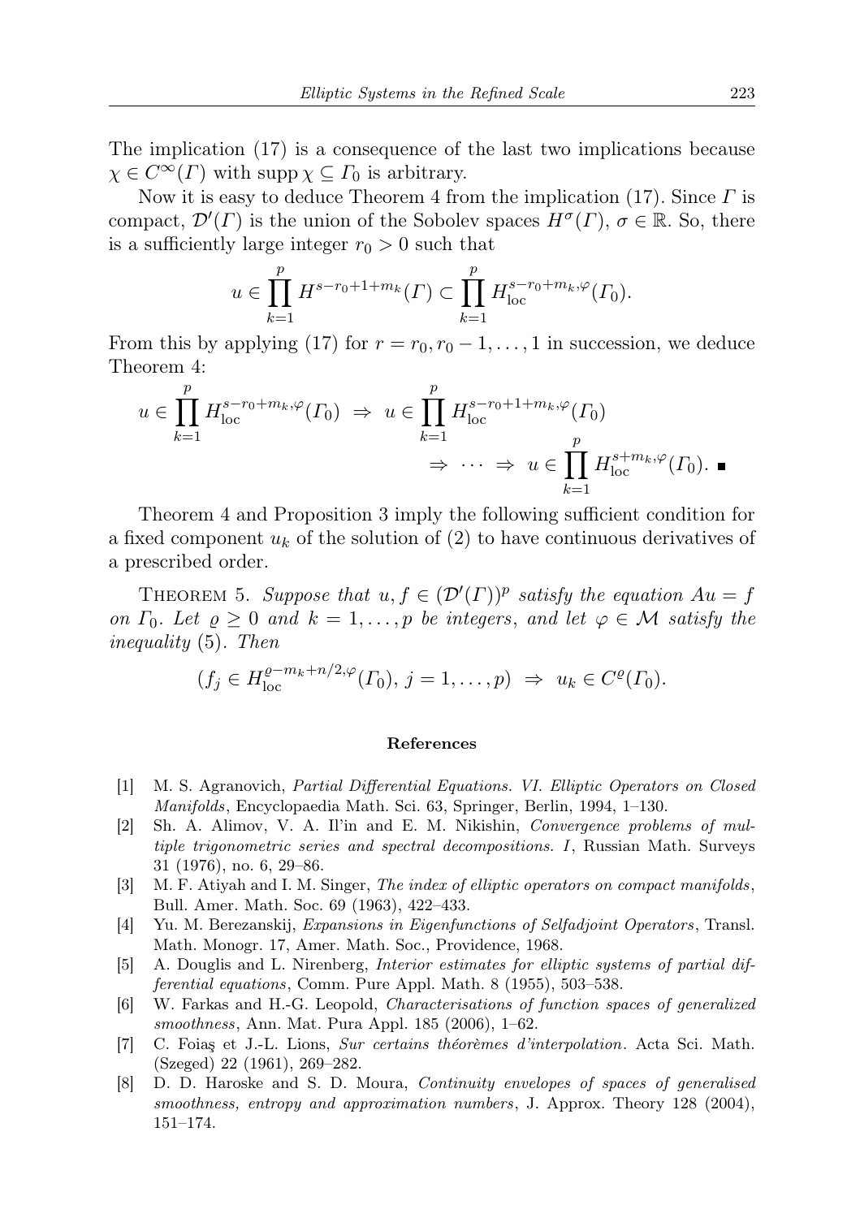The implication (17) is a consequence of the last two implications because $\chi \in C^\infty(\Gamma)$ with $\operatorname{supp}\chi \subseteq \Gamma_0$ is arbitrary.

Now it is easy to deduce Theorem 4 from the implication (17). Since $\Gamma$ is compact, $\mathcal{D}'(\Gamma)$ is the union of the Sobolev spaces $H^\sigma(\Gamma)$, $\sigma \in \mathbb{R}$. So, there is a sufficiently large integer $r_0 > 0$ such that

$$u \in \prod_{k=1}^{p} H^{s-r_0+1+m_k}(\Gamma) \subset \prod_{k=1}^{p} H^{s-r_0+m_k,\varphi}_{\mathrm{loc}}(\Gamma_0).$$

From this by applying (17) for $r = r_0, r_0-1, \dots, 1$ in succession, we deduce Theorem 4:

$$u \in \prod_{k=1}^{p} H^{s-r_0+m_k,\varphi}_{\mathrm{loc}}(\Gamma_0) \;\Rightarrow\; u \in \prod_{k=1}^{p} H^{s-r_0+1+m_k,\varphi}_{\mathrm{loc}}(\Gamma_0) \;\Rightarrow\; \cdots \;\Rightarrow\; u \in \prod_{k=1}^{p} H^{s+m_k,\varphi}_{\mathrm{loc}}(\Gamma_0). \;\blacksquare$$

Theorem 4 and Proposition 3 imply the following sufficient condition for a fixed component $u_k$ of the solution of (2) to have continuous derivatives of a prescribed order.

THEOREM 5. *Suppose that $u, f \in (\mathcal{D}'(\Gamma))^p$ satisfy the equation $Au = f$ on $\Gamma_0$. Let $\varrho \geq 0$ and $k = 1, \dots, p$ be integers, and let $\varphi \in \mathcal{M}$ satisfy the inequality* (5). *Then*

$$(f_j \in H^{\varrho-m_k+n/2,\varphi}_{\mathrm{loc}}(\Gamma_0),\ j = 1, \dots, p) \;\Rightarrow\; u_k \in C^\varrho(\Gamma_0).$$

## References

- [1] M. S. Agranovich, *Partial Differential Equations. VI. Elliptic Operators on Closed Manifolds*, Encyclopaedia Math. Sci. 63, Springer, Berlin, 1994, 1–130.
- [2] Sh. A. Alimov, V. A. Il'in and E. M. Nikishin, *Convergence problems of multiple trigonometric series and spectral decompositions. I*, Russian Math. Surveys 31 (1976), no. 6, 29–86.
- [3] M. F. Atiyah and I. M. Singer, *The index of elliptic operators on compact manifolds*, Bull. Amer. Math. Soc. 69 (1963), 422–433.
- [4] Yu. M. Berezanskij, *Expansions in Eigenfunctions of Selfadjoint Operators*, Transl. Math. Monogr. 17, Amer. Math. Soc., Providence, 1968.
- [5] A. Douglis and L. Nirenberg, *Interior estimates for elliptic systems of partial differential equations*, Comm. Pure Appl. Math. 8 (1955), 503–538.
- [6] W. Farkas and H.-G. Leopold, *Characterisations of function spaces of generalized smoothness*, Ann. Mat. Pura Appl. 185 (2006), 1–62.
- [7] C. Foiaş et J.-L. Lions, *Sur certains théorèmes d'interpolation*. Acta Sci. Math. (Szeged) 22 (1961), 269–282.
- [8] D. D. Haroske and S. D. Moura, *Continuity envelopes of spaces of generalised smoothness, entropy and approximation numbers*, J. Approx. Theory 128 (2004), 151–174.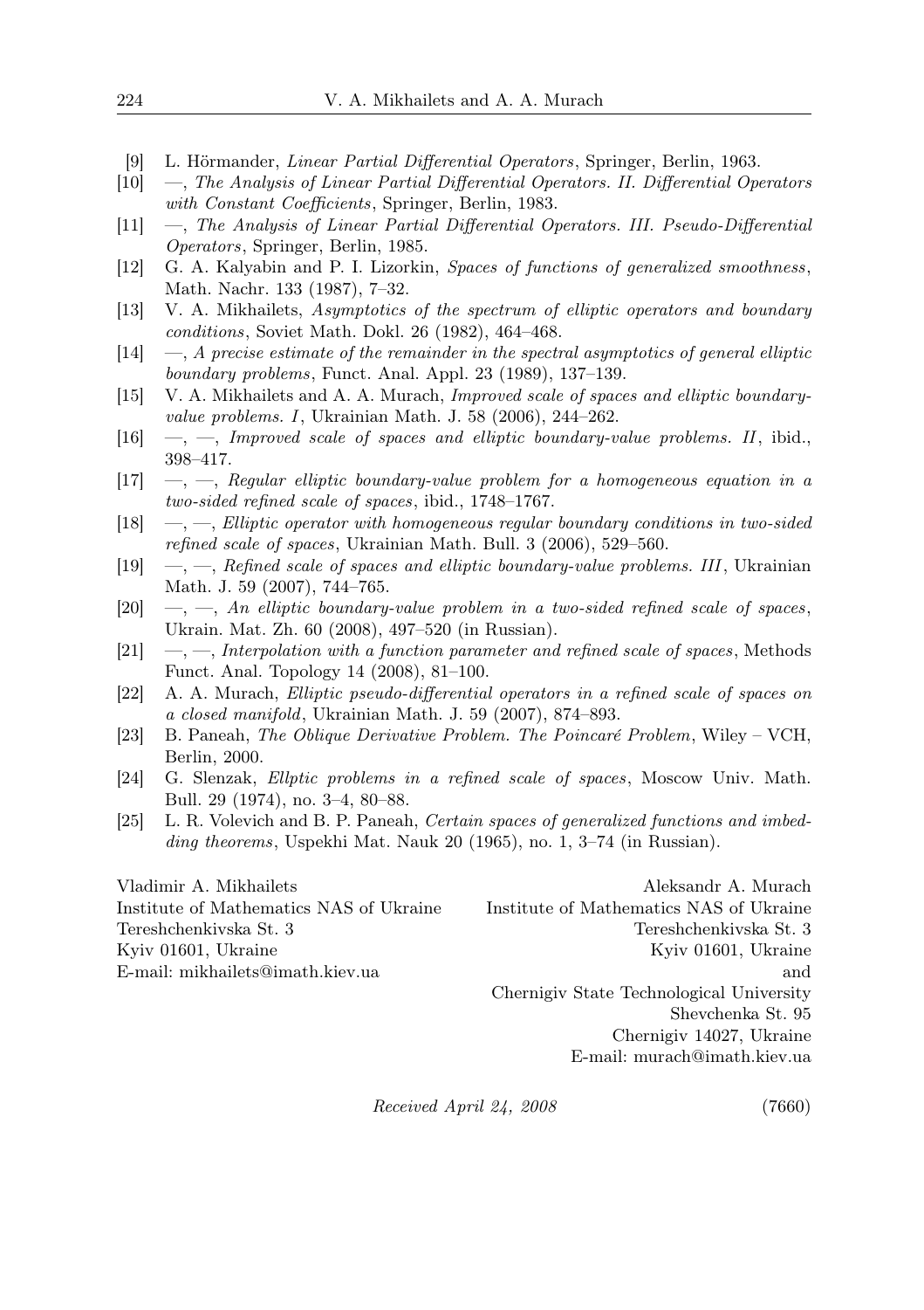[9] L. Hörmander, *Linear Partial Differential Operators*, Springer, Berlin, 1963.

[10] —, *The Analysis of Linear Partial Differential Operators. II. Differential Operators with Constant Coefficients*, Springer, Berlin, 1983.

[11] —, *The Analysis of Linear Partial Differential Operators. III. Pseudo-Differential Operators*, Springer, Berlin, 1985.

[12] G. A. Kalyabin and P. I. Lizorkin, *Spaces of functions of generalized smoothness*, Math. Nachr. 133 (1987), 7–32.

[13] V. A. Mikhailets, *Asymptotics of the spectrum of elliptic operators and boundary conditions*, Soviet Math. Dokl. 26 (1982), 464–468.

[14] —, *A precise estimate of the remainder in the spectral asymptotics of general elliptic boundary problems*, Funct. Anal. Appl. 23 (1989), 137–139.

[15] V. A. Mikhailets and A. A. Murach, *Improved scale of spaces and elliptic boundary-value problems. I*, Ukrainian Math. J. 58 (2006), 244–262.

[16] —, —, *Improved scale of spaces and elliptic boundary-value problems. II*, ibid., 398–417.

[17] —, —, *Regular elliptic boundary-value problem for a homogeneous equation in a two-sided refined scale of spaces*, ibid., 1748–1767.

[18] —, —, *Elliptic operator with homogeneous regular boundary conditions in two-sided refined scale of spaces*, Ukrainian Math. Bull. 3 (2006), 529–560.

[19] —, —, *Refined scale of spaces and elliptic boundary-value problems. III*, Ukrainian Math. J. 59 (2007), 744–765.

[20] —, —, *An elliptic boundary-value problem in a two-sided refined scale of spaces*, Ukrain. Mat. Zh. 60 (2008), 497–520 (in Russian).

[21] —, —, *Interpolation with a function parameter and refined scale of spaces*, Methods Funct. Anal. Topology 14 (2008), 81–100.

[22] A. A. Murach, *Elliptic pseudo-differential operators in a refined scale of spaces on a closed manifold*, Ukrainian Math. J. 59 (2007), 874–893.

[23] B. Paneah, *The Oblique Derivative Problem. The Poincaré Problem*, Wiley – VCH, Berlin, 2000.

[24] G. Slenzak, *Ellptic problems in a refined scale of spaces*, Moscow Univ. Math. Bull. 29 (1974), no. 3–4, 80–88.

[25] L. R. Volevich and B. P. Paneah, *Certain spaces of generalized functions and imbedding theorems*, Uspekhi Mat. Nauk 20 (1965), no. 1, 3–74 (in Russian).

Vladimir A. Mikhailets
Institute of Mathematics NAS of Ukraine
Tereshchenkivska St. 3
Kyiv 01601, Ukraine
E-mail: mikhailets@imath.kiev.ua

Aleksandr A. Murach
Institute of Mathematics NAS of Ukraine
Tereshchenkivska St. 3
Kyiv 01601, Ukraine
and
Chernigiv State Technological University
Shevchenka St. 95
Chernigiv 14027, Ukraine
E-mail: murach@imath.kiev.ua

*Received April 24, 2008* (7660)